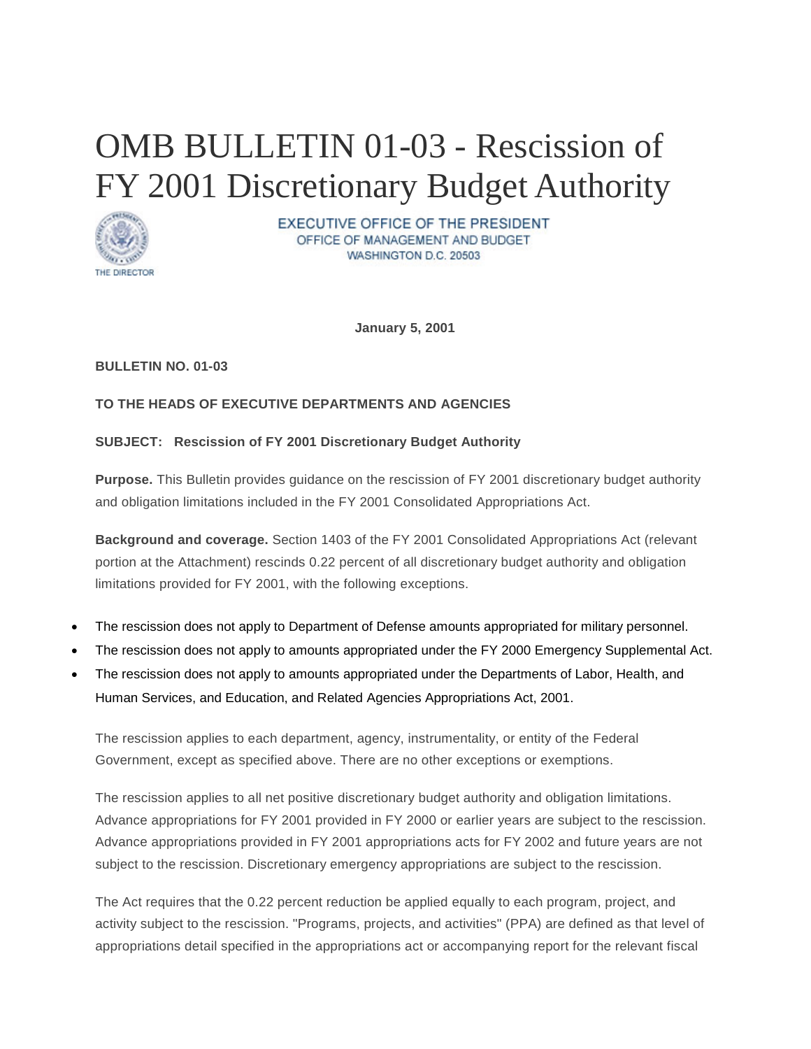# OMB BULLETIN 01-03 - Rescission of FY 2001 Discretionary Budget Authority

THE DIRECTOR

EXECUTIVE OFFICE OF THE PRESIDENT
OFFICE OF MANAGEMENT AND BUDGET
WASHINGTON D.C. 20503

**January 5, 2001**

**BULLETIN NO. 01-03**

**TO THE HEADS OF EXECUTIVE DEPARTMENTS AND AGENCIES**

**SUBJECT: Rescission of FY 2001 Discretionary Budget Authority**

**Purpose.** This Bulletin provides guidance on the rescission of FY 2001 discretionary budget authority and obligation limitations included in the FY 2001 Consolidated Appropriations Act.

**Background and coverage.** Section 1403 of the FY 2001 Consolidated Appropriations Act (relevant portion at the Attachment) rescinds 0.22 percent of all discretionary budget authority and obligation limitations provided for FY 2001, with the following exceptions.

- The rescission does not apply to Department of Defense amounts appropriated for military personnel.
- The rescission does not apply to amounts appropriated under the FY 2000 Emergency Supplemental Act.
- The rescission does not apply to amounts appropriated under the Departments of Labor, Health, and Human Services, and Education, and Related Agencies Appropriations Act, 2001.

The rescission applies to each department, agency, instrumentality, or entity of the Federal Government, except as specified above. There are no other exceptions or exemptions.

The rescission applies to all net positive discretionary budget authority and obligation limitations. Advance appropriations for FY 2001 provided in FY 2000 or earlier years are subject to the rescission. Advance appropriations provided in FY 2001 appropriations acts for FY 2002 and future years are not subject to the rescission. Discretionary emergency appropriations are subject to the rescission.

The Act requires that the 0.22 percent reduction be applied equally to each program, project, and activity subject to the rescission. "Programs, projects, and activities" (PPA) are defined as that level of appropriations detail specified in the appropriations act or accompanying report for the relevant fiscal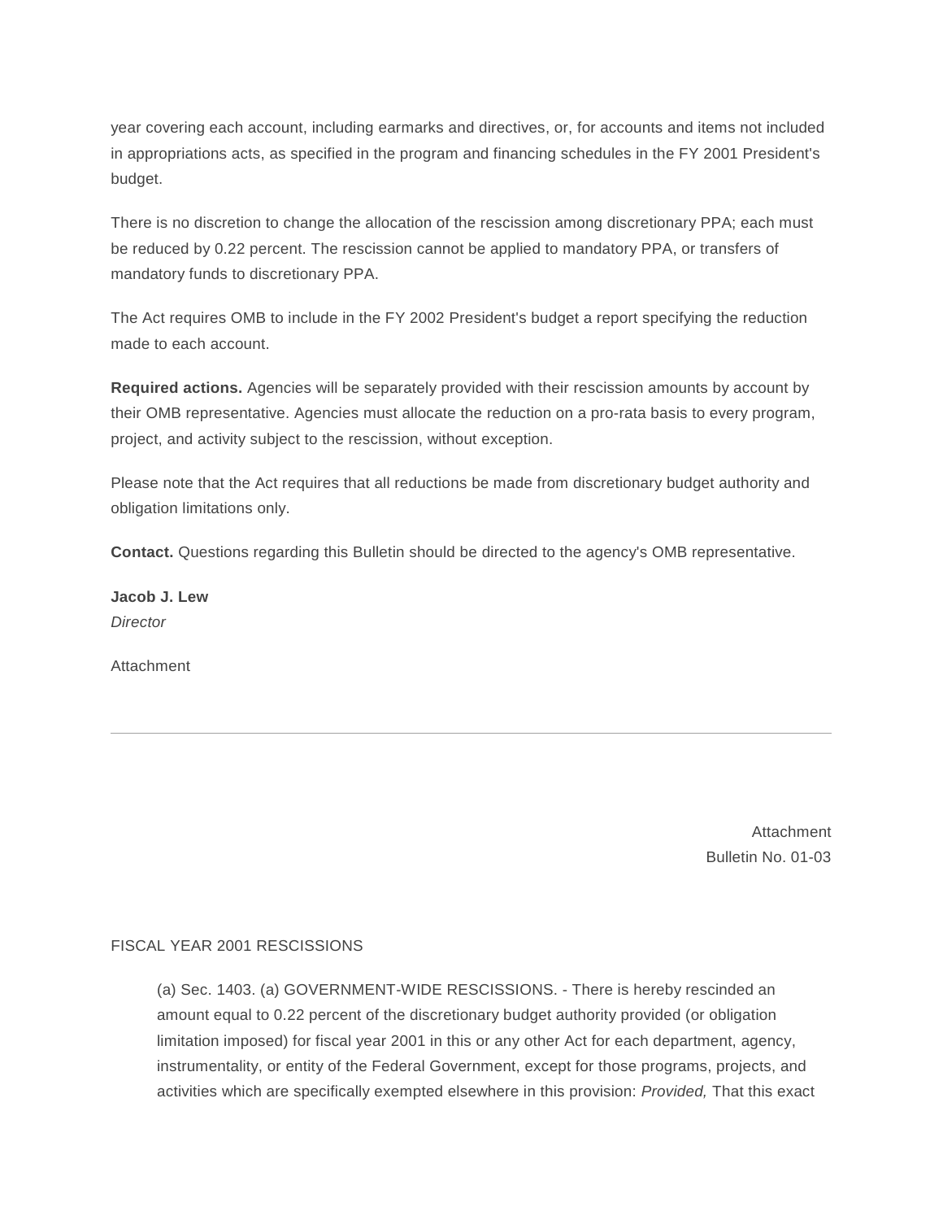year covering each account, including earmarks and directives, or, for accounts and items not included in appropriations acts, as specified in the program and financing schedules in the FY 2001 President's budget.

There is no discretion to change the allocation of the rescission among discretionary PPA; each must be reduced by 0.22 percent. The rescission cannot be applied to mandatory PPA, or transfers of mandatory funds to discretionary PPA.

The Act requires OMB to include in the FY 2002 President's budget a report specifying the reduction made to each account.

**Required actions.** Agencies will be separately provided with their rescission amounts by account by their OMB representative. Agencies must allocate the reduction on a pro-rata basis to every program, project, and activity subject to the rescission, without exception.

Please note that the Act requires that all reductions be made from discretionary budget authority and obligation limitations only.

**Contact.** Questions regarding this Bulletin should be directed to the agency's OMB representative.

**Jacob J. Lew**
*Director*

Attachment

---

Attachment
Bulletin No. 01-03

FISCAL YEAR 2001 RESCISSIONS

> (a) Sec. 1403. (a) GOVERNMENT-WIDE RESCISSIONS. - There is hereby rescinded an amount equal to 0.22 percent of the discretionary budget authority provided (or obligation limitation imposed) for fiscal year 2001 in this or any other Act for each department, agency, instrumentality, or entity of the Federal Government, except for those programs, projects, and activities which are specifically exempted elsewhere in this provision: *Provided,* That this exact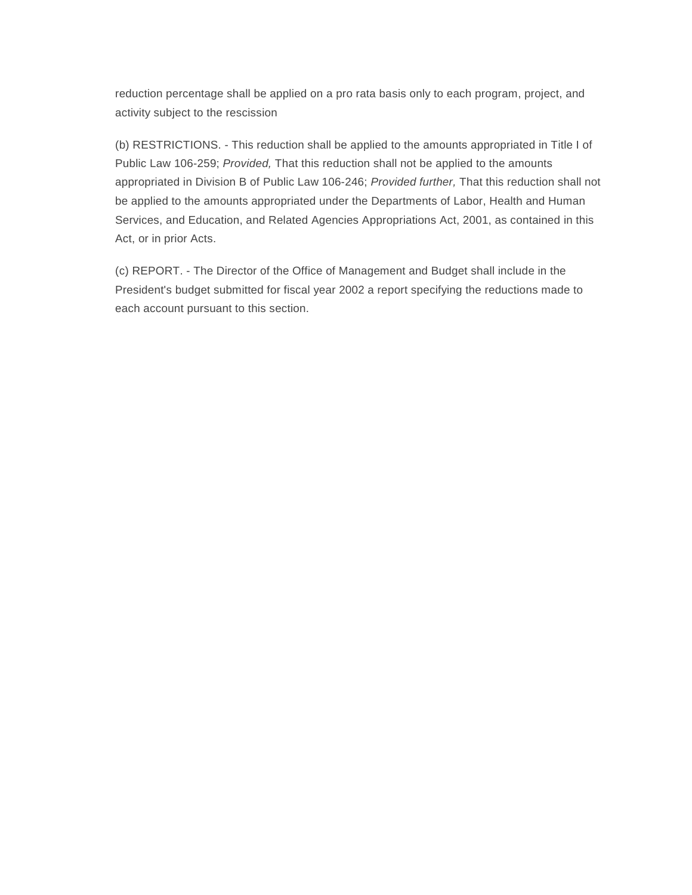reduction percentage shall be applied on a pro rata basis only to each program, project, and activity subject to the rescission

(b) RESTRICTIONS. - This reduction shall be applied to the amounts appropriated in Title I of Public Law 106-259; *Provided,* That this reduction shall not be applied to the amounts appropriated in Division B of Public Law 106-246; *Provided further,* That this reduction shall not be applied to the amounts appropriated under the Departments of Labor, Health and Human Services, and Education, and Related Agencies Appropriations Act, 2001, as contained in this Act, or in prior Acts.

(c) REPORT. - The Director of the Office of Management and Budget shall include in the President's budget submitted for fiscal year 2002 a report specifying the reductions made to each account pursuant to this section.